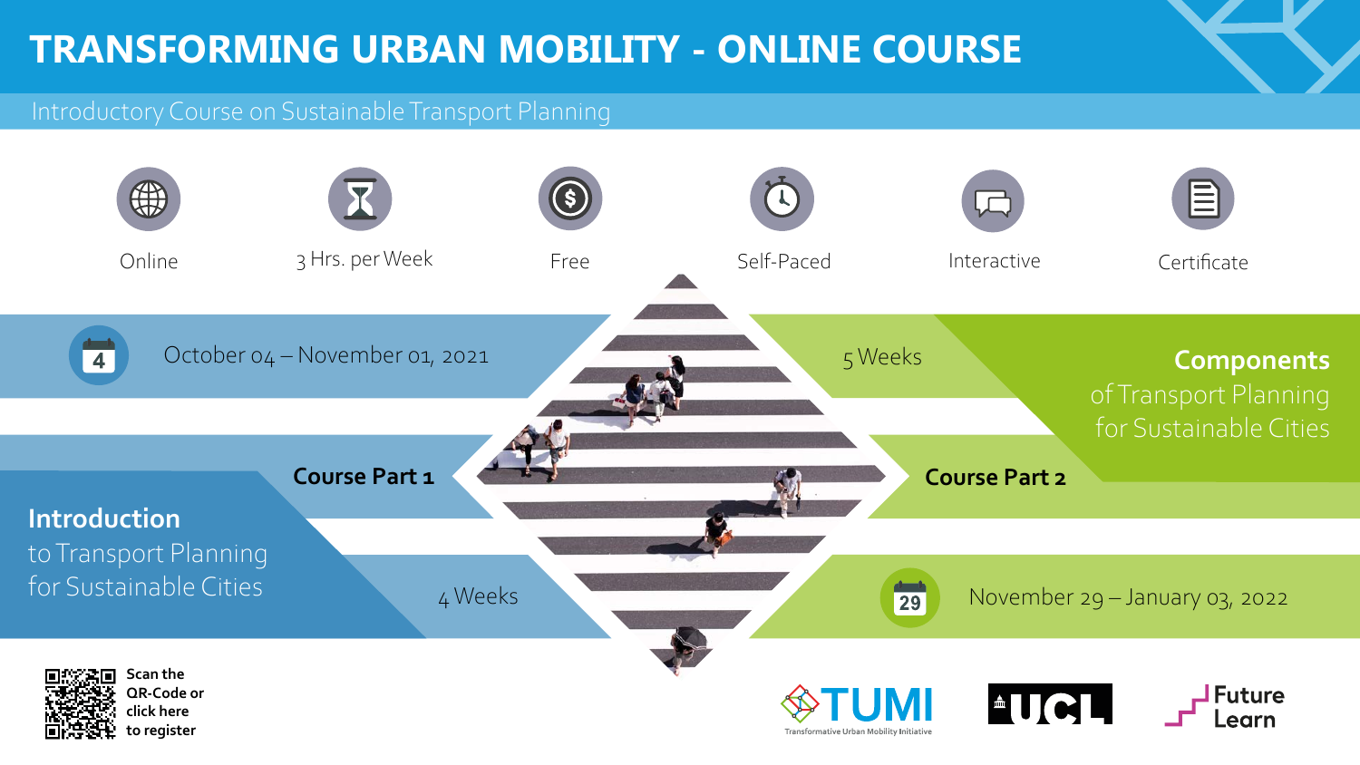# TRANSFORMING URBAN MOBILITY - ONLINE COURSE

Introductory Course on Sustainable Transport Planning

Online | 3 Hrs. per Week | Free | Self-Paced | Interactive | Certificate

## Course Part 1

**Introduction** to Transport Planning for Sustainable Cities

October 04 – November 01, 2021

4 Weeks

## Course Part 2

**Components** of Transport Planning for Sustainable Cities

November 29 – January 03, 2022

5 Weeks

Scan the QR-Code or click here to register

TUMI – Transformative Urban Mobility Initiative

UCL

Future Learn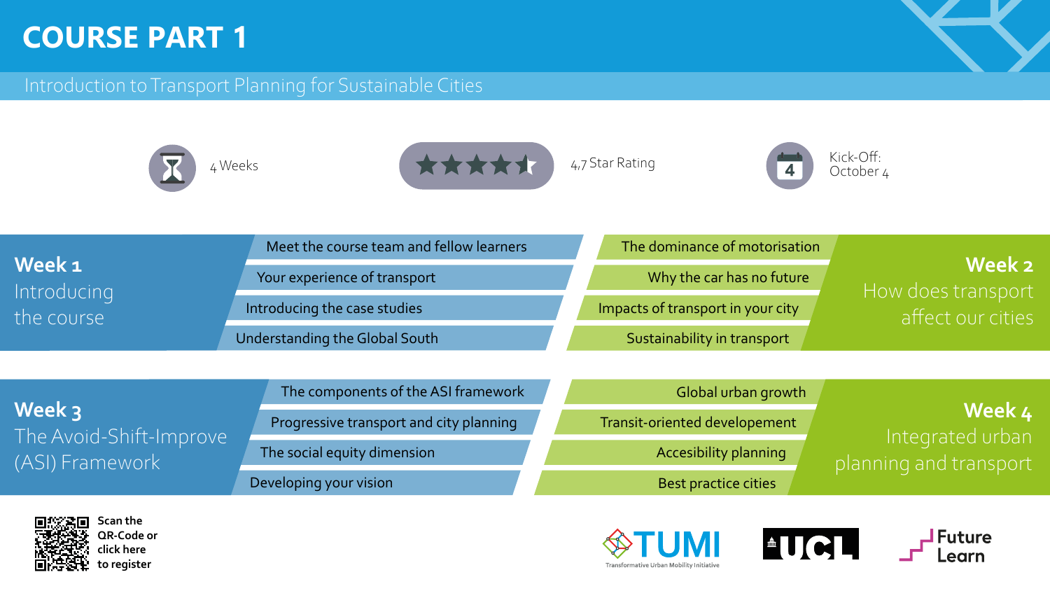# COURSE PART 1

## Introduction to Transport Planning for Sustainable Cities

4 Weeks

4,7 Star Rating

Kick-Off: October 4

### Week 1 — Introducing the course

- Meet the course team and fellow learners
- Your experience of transport
- Introducing the case studies
- Understanding the Global South

### Week 2 — How does transport affect our cities

- The dominance of motorisation
- Why the car has no future
- Impacts of transport in your city
- Sustainability in transport

### Week 3 — The Avoid-Shift-Improve (ASI) Framework

- The components of the ASI framework
- Progressive transport and city planning
- The social equity dimension
- Developing your vision

### Week 4 — Integrated urban planning and transport

- Global urban growth
- Transit-oriented developement
- Accessibility planning
- Best practice cities

Scan the QR-Code or click here to register

TUMI — Transformative Urban Mobility Initiative

UCL

Future Learn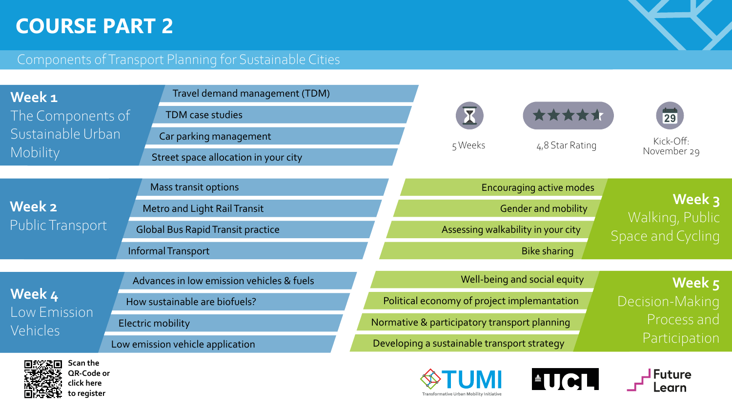# COURSE PART 2

## Components of Transport Planning for Sustainable Cities

5 Weeks | 4,8 Star Rating | Kick-Off: November 29

### Week 1 The Components of Sustainable Urban Mobility

- Travel demand management (TDM)
- TDM case studies
- Car parking management
- Street space allocation in your city

### Week 2 Public Transport

- Mass transit options
- Metro and Light Rail Transit
- Global Bus Rapid Transit practice
- Informal Transport

### Week 3 Walking, Public Space and Cycling

- Encouraging active modes
- Gender and mobility
- Assessing walkability in your city
- Bike sharing

### Week 4 Low Emission Vehicles

- Advances in low emission vehicles & fuels
- How sustainable are biofuels?
- Electric mobility
- Low emission vehicle application

### Week 5 Decision-Making Process and Participation

- Well-being and social equity
- Political economy of project implemantation
- Normative & participatory transport planning
- Developing a sustainable transport strategy

Scan the QR-Code or click here to register

TUMI Transformative Urban Mobility Initiative | UCL | Future Learn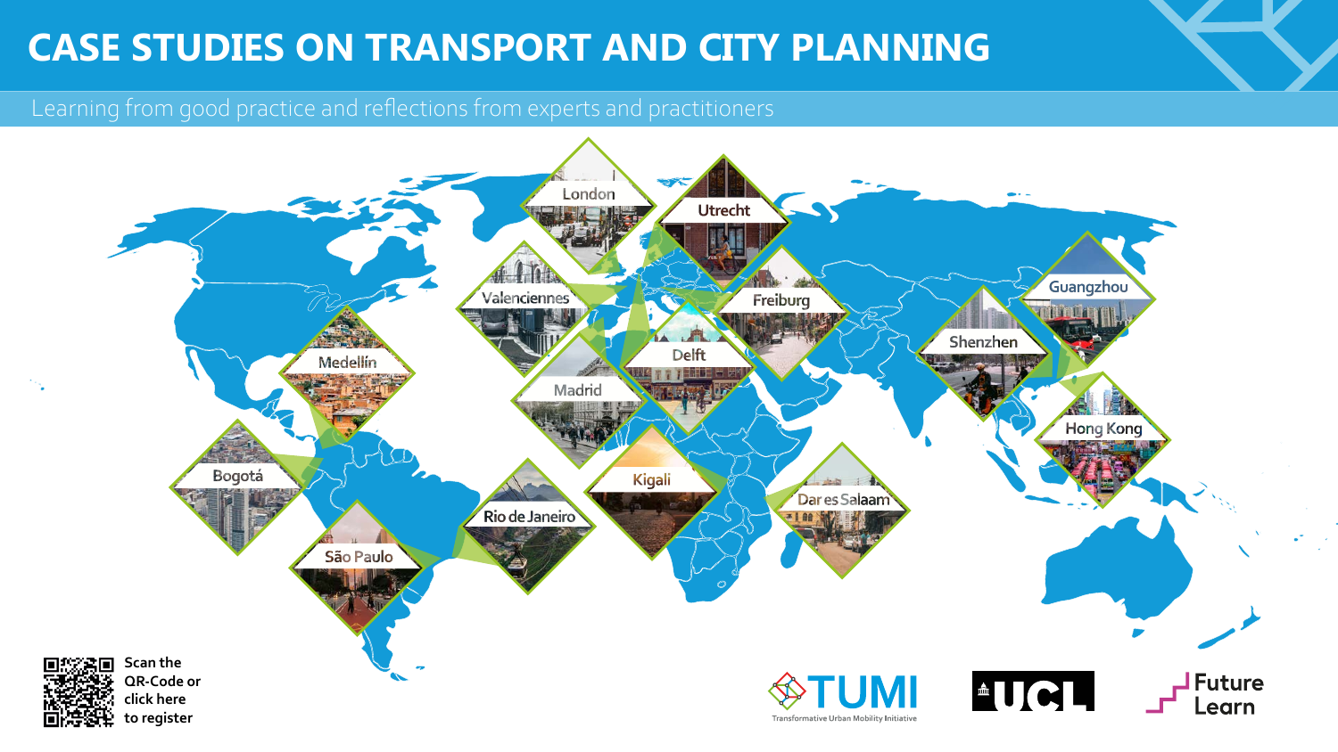# CASE STUDIES ON TRANSPORT AND CITY PLANNING

Learning from good practice and reflections from experts and practitioners

London

Utrecht

Valenciennes

Freiburg

Guangzhou

Shenzhen

Medellín

Delft

Madrid

Hong Kong

Bogotá

Kigali

Dar es Salaam

Rio de Janeiro

São Paulo

Scan the QR-Code or click here to register

TUMI Transformative Urban Mobility Initiative

UCL

Future Learn